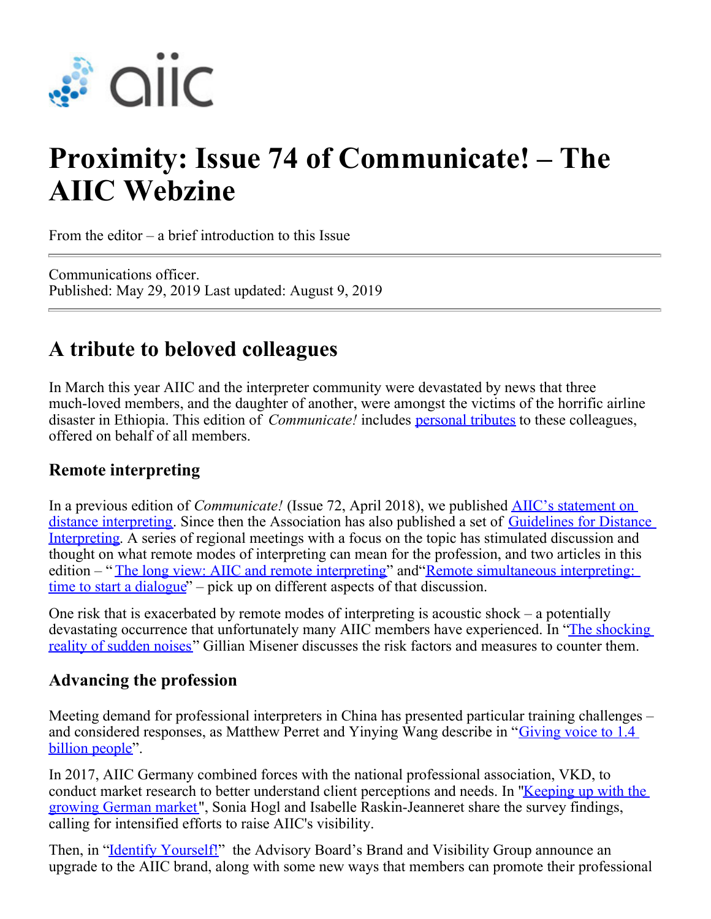# Proximity: Issue 74 of Communicate! – The AIIC Webzine

From the editor – a brief introduction to this Issue

Communications officer.
Published: May 29, 2019 Last updated: August 9, 2019

## A tribute to beloved colleagues

In March this year AIIC and the interpreter community were devastated by news that three much-loved members, and the daughter of another, were amongst the victims of the horrific airline disaster in Ethiopia. This edition of *Communicate!* includes personal tributes to these colleagues, offered on behalf of all members.

### Remote interpreting

In a previous edition of *Communicate!* (Issue 72, April 2018), we published AIIC's statement on distance interpreting. Since then the Association has also published a set of Guidelines for Distance Interpreting. A series of regional meetings with a focus on the topic has stimulated discussion and thought on what remote modes of interpreting can mean for the profession, and two articles in this edition – "The long view: AIIC and remote interpreting" and"Remote simultaneous interpreting: time to start a dialogue" – pick up on different aspects of that discussion.

One risk that is exacerbated by remote modes of interpreting is acoustic shock – a potentially devastating occurrence that unfortunately many AIIC members have experienced. In "The shocking reality of sudden noises" Gillian Misener discusses the risk factors and measures to counter them.

### Advancing the profession

Meeting demand for professional interpreters in China has presented particular training challenges – and considered responses, as Matthew Perret and Yinying Wang describe in "Giving voice to 1.4 billion people".

In 2017, AIIC Germany combined forces with the national professional association, VKD, to conduct market research to better understand client perceptions and needs. In "Keeping up with the growing German market", Sonia Hogl and Isabelle Raskin-Jeanneret share the survey findings, calling for intensified efforts to raise AIIC's visibility.

Then, in "Identify Yourself!" the Advisory Board's Brand and Visibility Group announce an upgrade to the AIIC brand, along with some new ways that members can promote their professional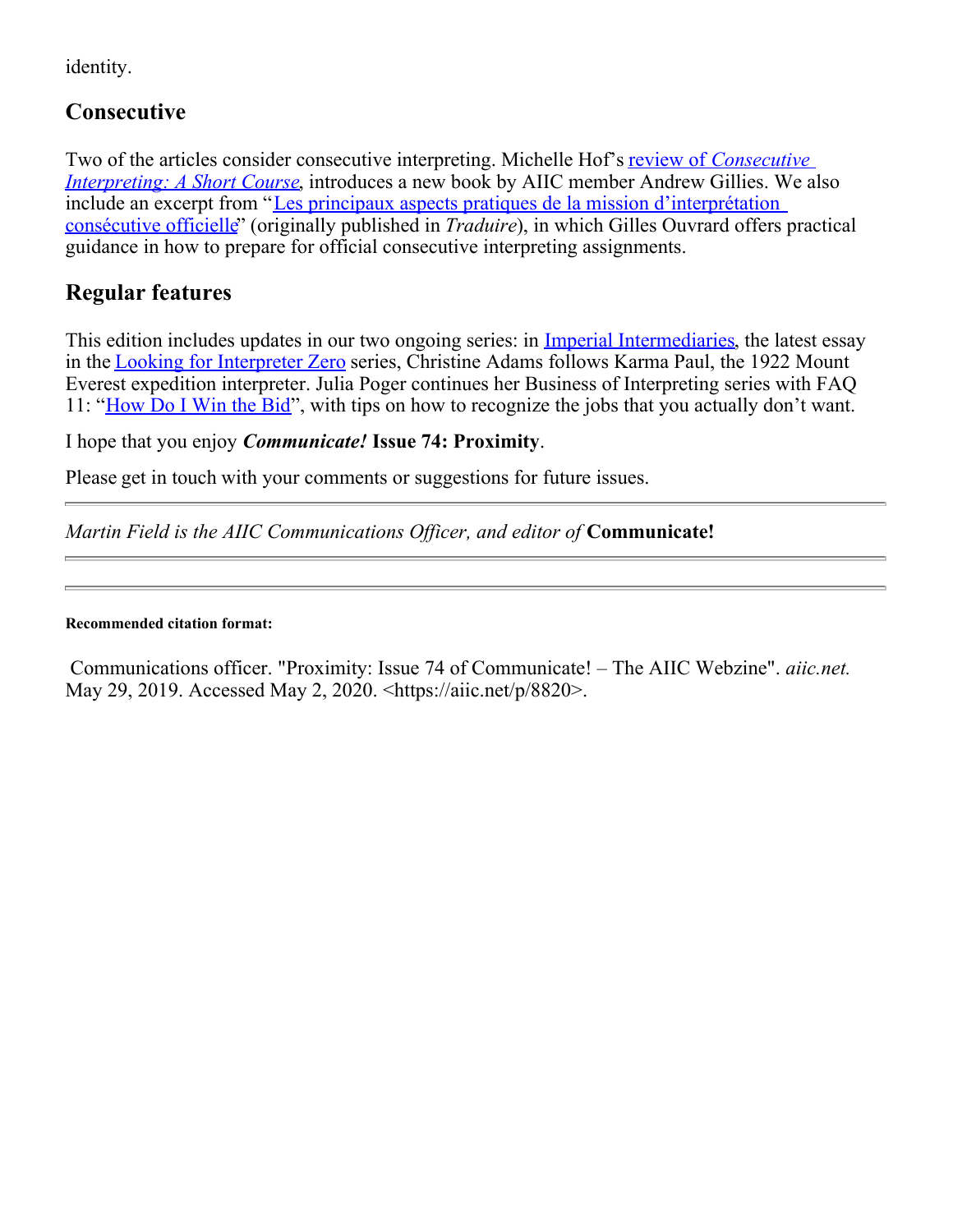identity.

## Consecutive

Two of the articles consider consecutive interpreting. Michelle Hof's review of *Consecutive Interpreting: A Short Course*, introduces a new book by AIIC member Andrew Gillies. We also include an excerpt from "Les principaux aspects pratiques de la mission d'interprétation consécutive officielle" (originally published in *Traduire*), in which Gilles Ouvrard offers practical guidance in how to prepare for official consecutive interpreting assignments.

## Regular features

This edition includes updates in our two ongoing series: in Imperial Intermediaries, the latest essay in the Looking for Interpreter Zero series, Christine Adams follows Karma Paul, the 1922 Mount Everest expedition interpreter. Julia Poger continues her Business of Interpreting series with FAQ 11: "How Do I Win the Bid", with tips on how to recognize the jobs that you actually don't want.

I hope that you enjoy ***Communicate!*** **Issue 74: Proximity**.

Please get in touch with your comments or suggestions for future issues.

---

*Martin Field is the AIIC Communications Officer, and editor of* **Communicate!**

---

---

**Recommended citation format:**

Communications officer. "Proximity: Issue 74 of Communicate! – The AIIC Webzine". *aiic.net.* May 29, 2019. Accessed May 2, 2020. <https://aiic.net/p/8820>.